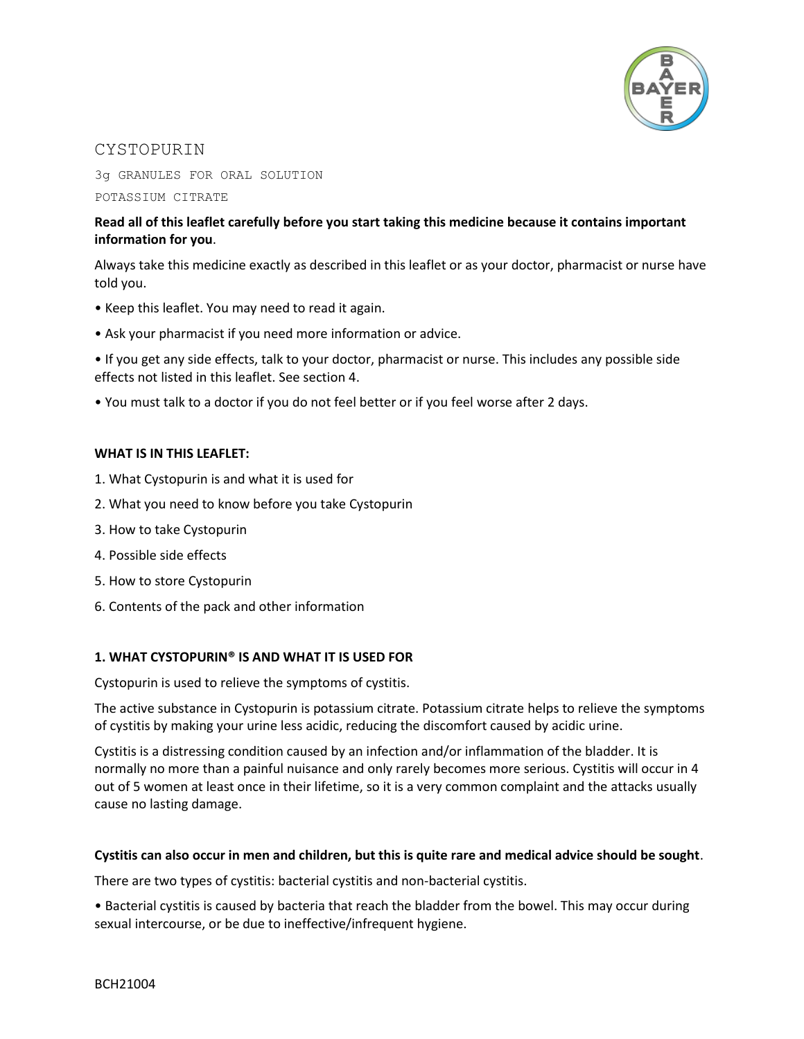# CYSTOPURIN

3g GRANULES FOR ORAL SOLUTION

POTASSIUM CITRATE

**Read all of this leaflet carefully before you start taking this medicine because it contains important information for you**.

Always take this medicine exactly as described in this leaflet or as your doctor, pharmacist or nurse have told you.

- Keep this leaflet. You may need to read it again.
- Ask your pharmacist if you need more information or advice.
- If you get any side effects, talk to your doctor, pharmacist or nurse. This includes any possible side effects not listed in this leaflet. See section 4.
- You must talk to a doctor if you do not feel better or if you feel worse after 2 days.

**WHAT IS IN THIS LEAFLET:**

1. What Cystopurin is and what it is used for
2. What you need to know before you take Cystopurin
3. How to take Cystopurin
4. Possible side effects
5. How to store Cystopurin
6. Contents of the pack and other information

## 1. WHAT CYSTOPURIN® IS AND WHAT IT IS USED FOR

Cystopurin is used to relieve the symptoms of cystitis.

The active substance in Cystopurin is potassium citrate. Potassium citrate helps to relieve the symptoms of cystitis by making your urine less acidic, reducing the discomfort caused by acidic urine.

Cystitis is a distressing condition caused by an infection and/or inflammation of the bladder. It is normally no more than a painful nuisance and only rarely becomes more serious. Cystitis will occur in 4 out of 5 women at least once in their lifetime, so it is a very common complaint and the attacks usually cause no lasting damage.

**Cystitis can also occur in men and children, but this is quite rare and medical advice should be sought**.

There are two types of cystitis: bacterial cystitis and non-bacterial cystitis.

- Bacterial cystitis is caused by bacteria that reach the bladder from the bowel. This may occur during sexual intercourse, or be due to ineffective/infrequent hygiene.

BCH21004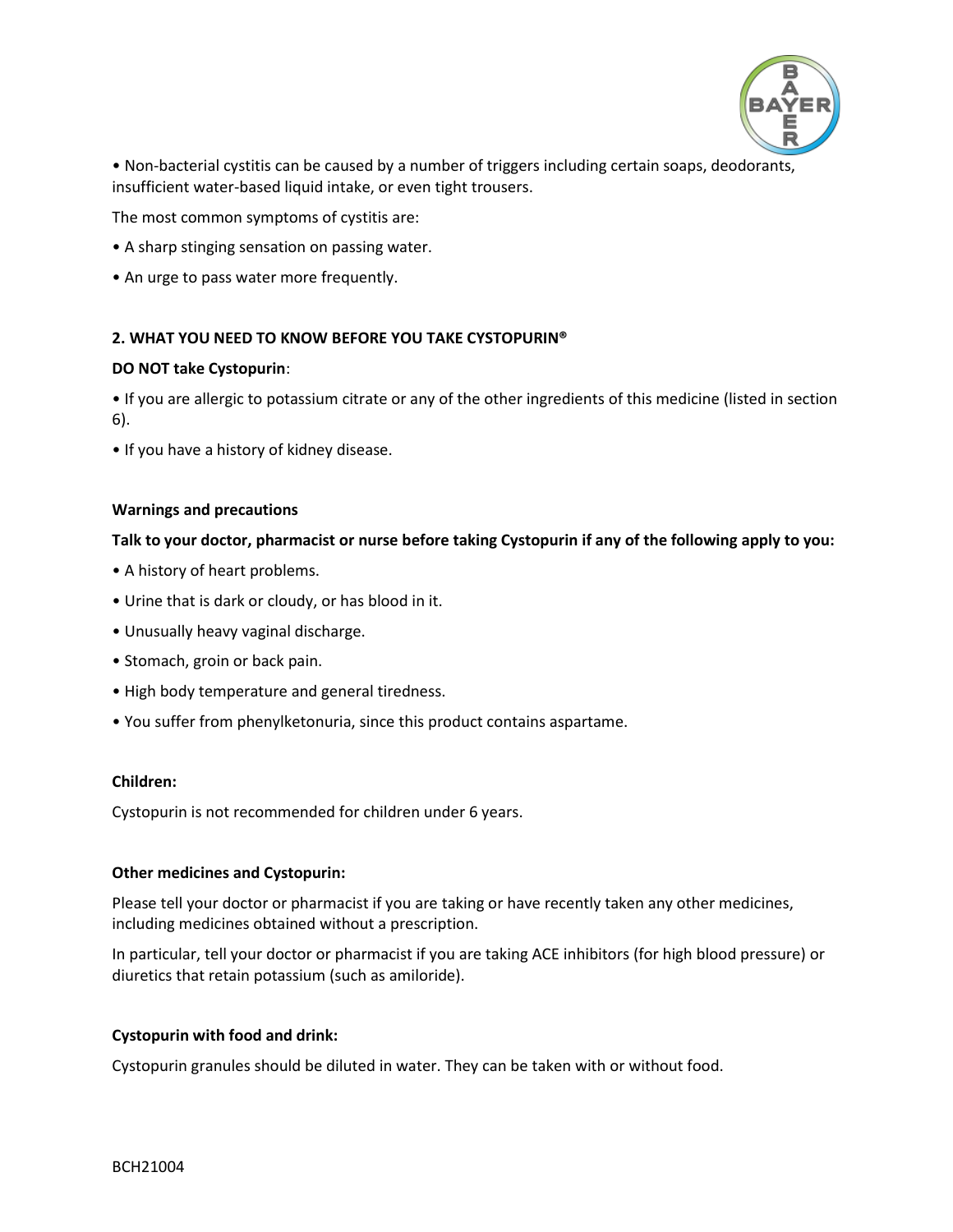• Non-bacterial cystitis can be caused by a number of triggers including certain soaps, deodorants, insufficient water-based liquid intake, or even tight trousers.

The most common symptoms of cystitis are:

• A sharp stinging sensation on passing water.

• An urge to pass water more frequently.

## 2. WHAT YOU NEED TO KNOW BEFORE YOU TAKE CYSTOPURIN®

**DO NOT take Cystopurin**:

• If you are allergic to potassium citrate or any of the other ingredients of this medicine (listed in section 6).

• If you have a history of kidney disease.

### Warnings and precautions

**Talk to your doctor, pharmacist or nurse before taking Cystopurin if any of the following apply to you:**

• A history of heart problems.

• Urine that is dark or cloudy, or has blood in it.

• Unusually heavy vaginal discharge.

• Stomach, groin or back pain.

• High body temperature and general tiredness.

• You suffer from phenylketonuria, since this product contains aspartame.

### Children:

Cystopurin is not recommended for children under 6 years.

### Other medicines and Cystopurin:

Please tell your doctor or pharmacist if you are taking or have recently taken any other medicines, including medicines obtained without a prescription.

In particular, tell your doctor or pharmacist if you are taking ACE inhibitors (for high blood pressure) or diuretics that retain potassium (such as amiloride).

### Cystopurin with food and drink:

Cystopurin granules should be diluted in water. They can be taken with or without food.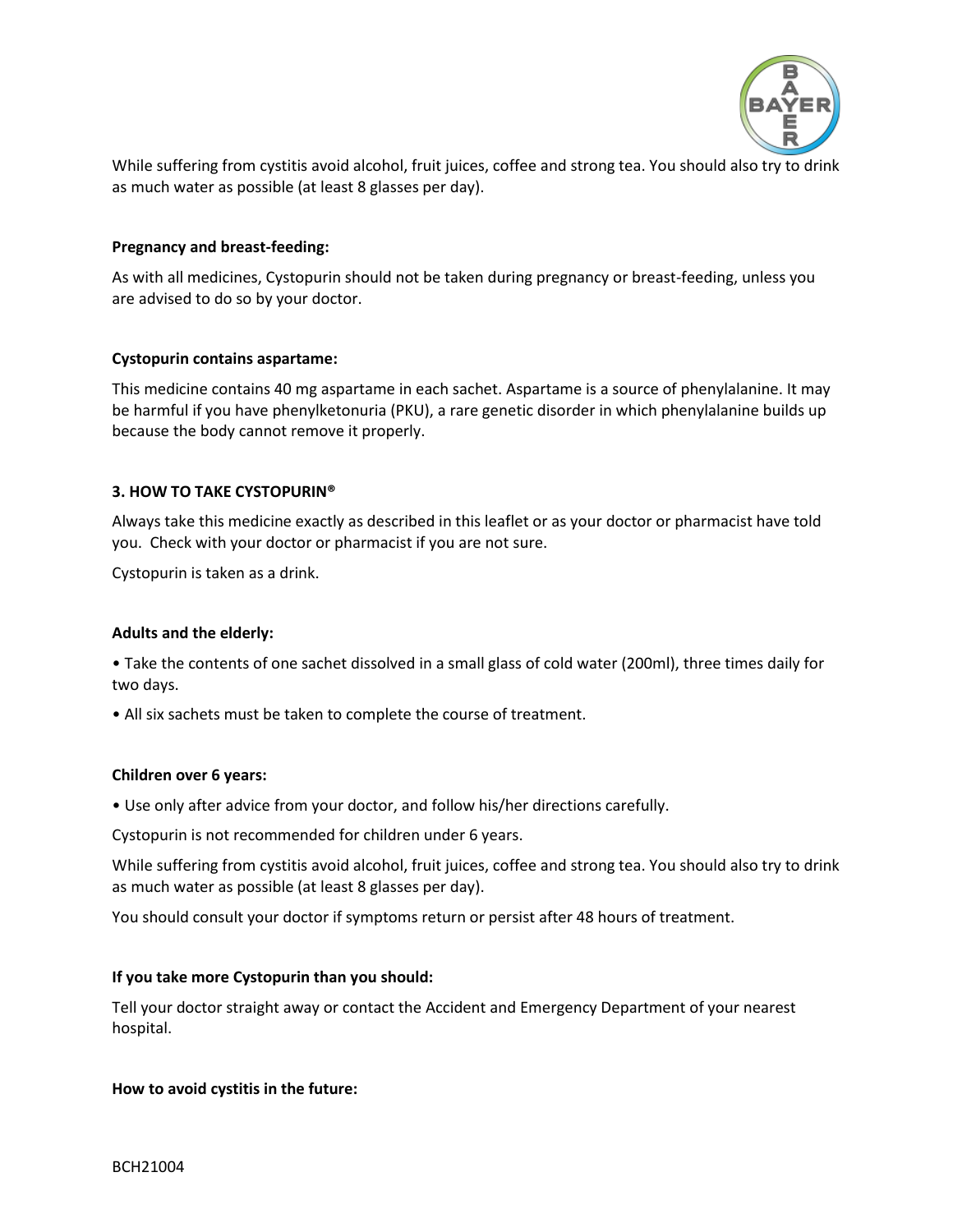While suffering from cystitis avoid alcohol, fruit juices, coffee and strong tea. You should also try to drink as much water as possible (at least 8 glasses per day).

**Pregnancy and breast-feeding:**

As with all medicines, Cystopurin should not be taken during pregnancy or breast-feeding, unless you are advised to do so by your doctor.

**Cystopurin contains aspartame:**

This medicine contains 40 mg aspartame in each sachet. Aspartame is a source of phenylalanine. It may be harmful if you have phenylketonuria (PKU), a rare genetic disorder in which phenylalanine builds up because the body cannot remove it properly.

## 3. HOW TO TAKE CYSTOPURIN®

Always take this medicine exactly as described in this leaflet or as your doctor or pharmacist have told you. Check with your doctor or pharmacist if you are not sure.

Cystopurin is taken as a drink.

**Adults and the elderly:**

- Take the contents of one sachet dissolved in a small glass of cold water (200ml), three times daily for two days.
- All six sachets must be taken to complete the course of treatment.

**Children over 6 years:**

- Use only after advice from your doctor, and follow his/her directions carefully.

Cystopurin is not recommended for children under 6 years.

While suffering from cystitis avoid alcohol, fruit juices, coffee and strong tea. You should also try to drink as much water as possible (at least 8 glasses per day).

You should consult your doctor if symptoms return or persist after 48 hours of treatment.

**If you take more Cystopurin than you should:**

Tell your doctor straight away or contact the Accident and Emergency Department of your nearest hospital.

**How to avoid cystitis in the future:**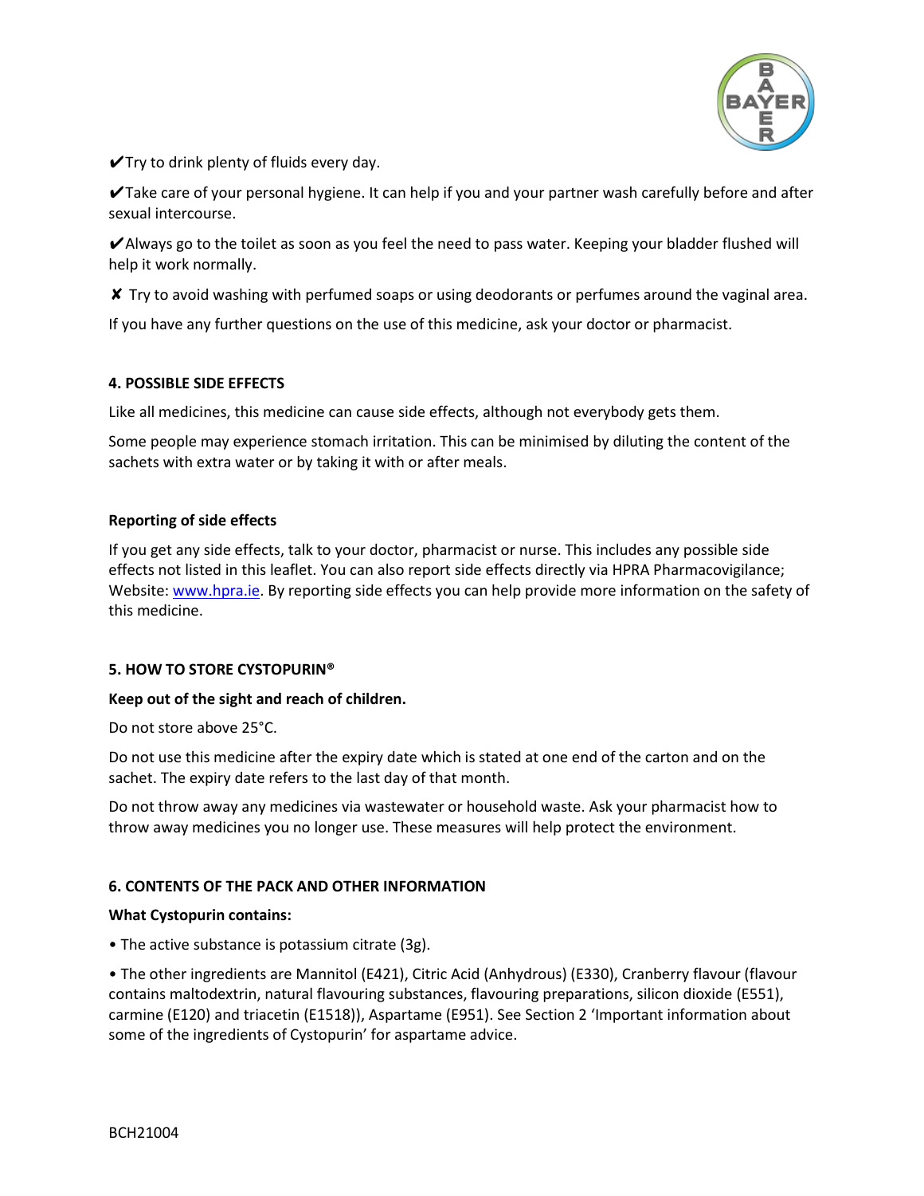✔Try to drink plenty of fluids every day.

✔Take care of your personal hygiene. It can help if you and your partner wash carefully before and after sexual intercourse.

✔Always go to the toilet as soon as you feel the need to pass water. Keeping your bladder flushed will help it work normally.

✘ Try to avoid washing with perfumed soaps or using deodorants or perfumes around the vaginal area.

If you have any further questions on the use of this medicine, ask your doctor or pharmacist.

## 4. POSSIBLE SIDE EFFECTS

Like all medicines, this medicine can cause side effects, although not everybody gets them.

Some people may experience stomach irritation. This can be minimised by diluting the content of the sachets with extra water or by taking it with or after meals.

### Reporting of side effects

If you get any side effects, talk to your doctor, pharmacist or nurse. This includes any possible side effects not listed in this leaflet. You can also report side effects directly via HPRA Pharmacovigilance; Website: www.hpra.ie. By reporting side effects you can help provide more information on the safety of this medicine.

## 5. HOW TO STORE CYSTOPURIN®

**Keep out of the sight and reach of children.**

Do not store above 25°C.

Do not use this medicine after the expiry date which is stated at one end of the carton and on the sachet. The expiry date refers to the last day of that month.

Do not throw away any medicines via wastewater or household waste. Ask your pharmacist how to throw away medicines you no longer use. These measures will help protect the environment.

## 6. CONTENTS OF THE PACK AND OTHER INFORMATION

**What Cystopurin contains:**

• The active substance is potassium citrate (3g).

• The other ingredients are Mannitol (E421), Citric Acid (Anhydrous) (E330), Cranberry flavour (flavour contains maltodextrin, natural flavouring substances, flavouring preparations, silicon dioxide (E551), carmine (E120) and triacetin (E1518)), Aspartame (E951). See Section 2 'Important information about some of the ingredients of Cystopurin' for aspartame advice.

BCH21004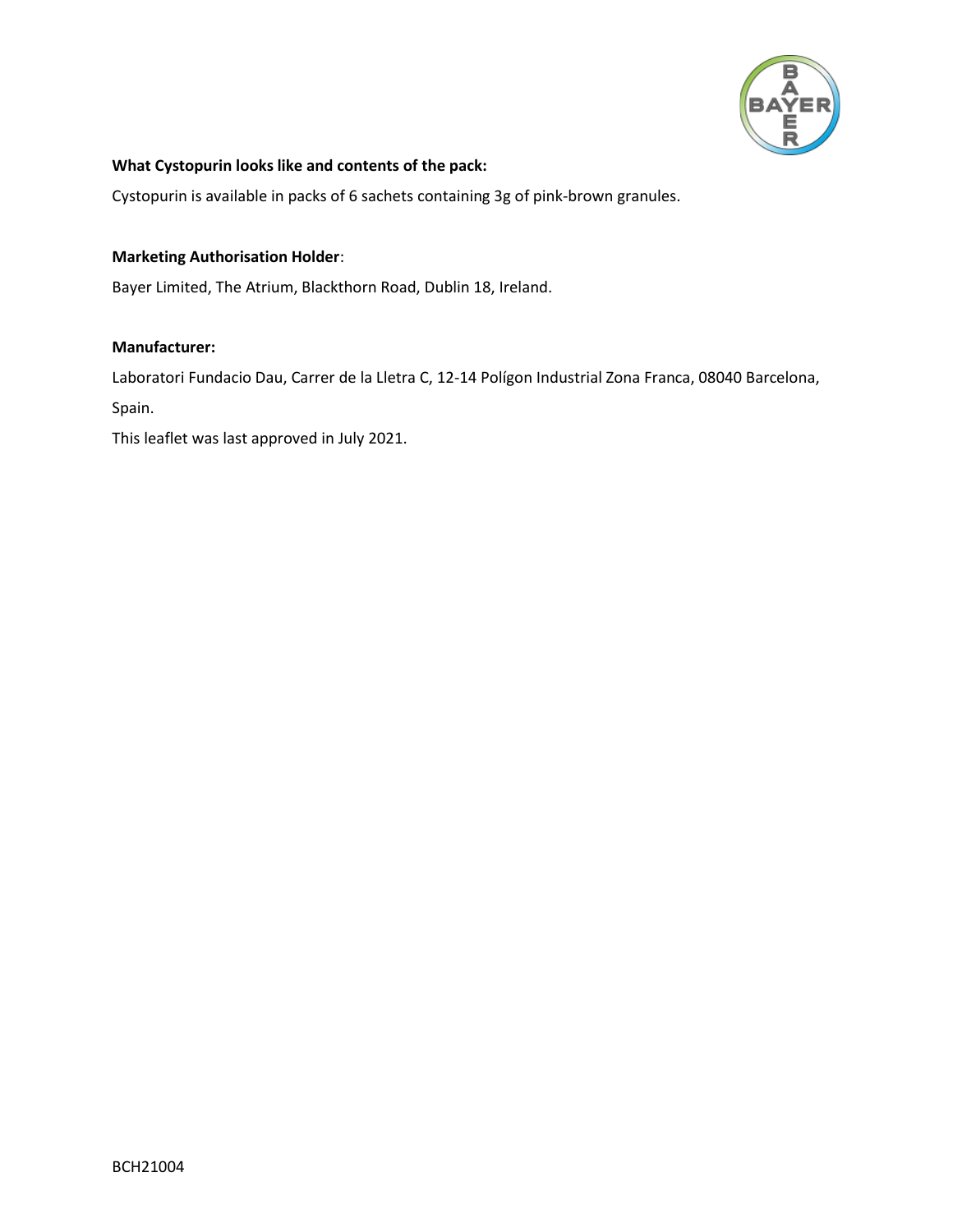**What Cystopurin looks like and contents of the pack:**

Cystopurin is available in packs of 6 sachets containing 3g of pink-brown granules.

**Marketing Authorisation Holder**:

Bayer Limited, The Atrium, Blackthorn Road, Dublin 18, Ireland.

**Manufacturer:**

Laboratori Fundacio Dau, Carrer de la Lletra C, 12-14 Polígon Industrial Zona Franca, 08040 Barcelona, Spain.

This leaflet was last approved in July 2021.

BCH21004